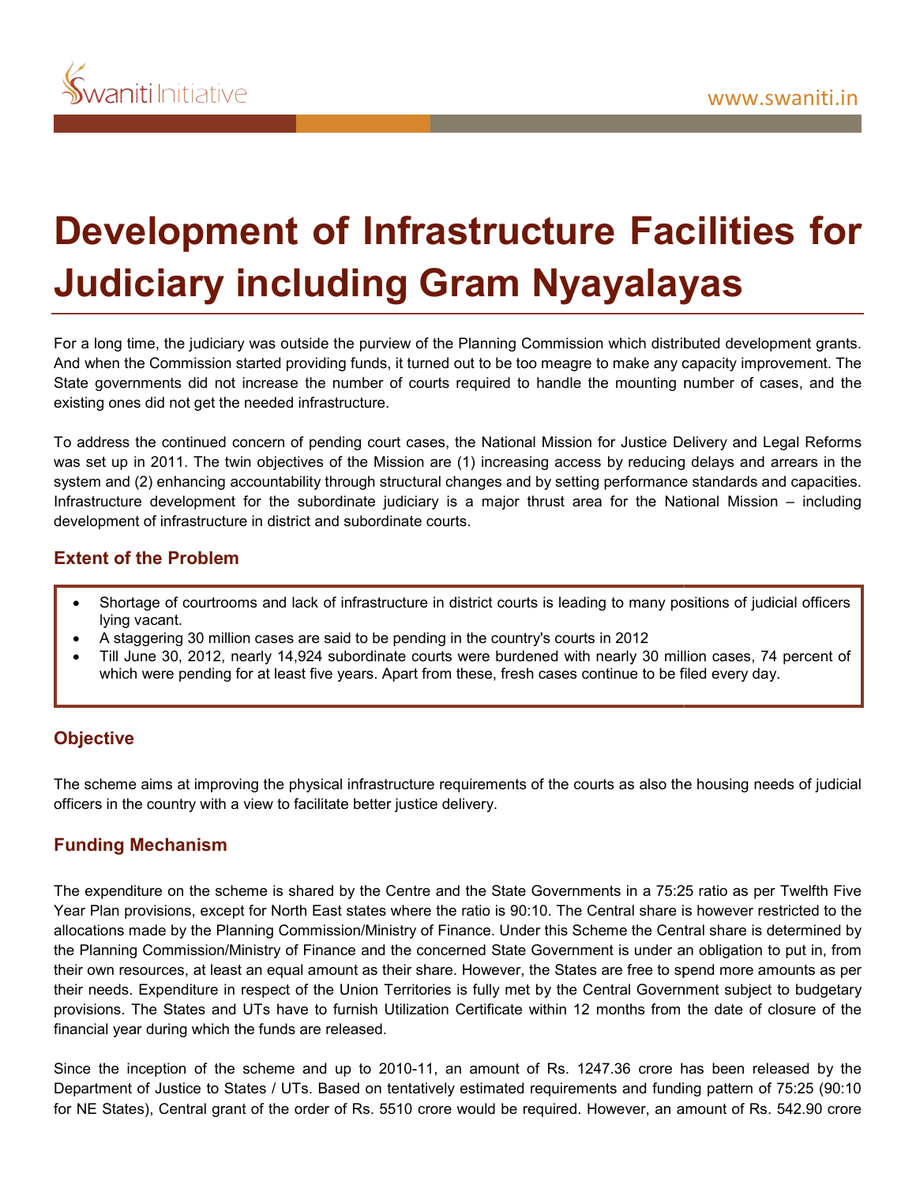# Development of Infrastructure Facilities for Judiciary including Gram Nyayalayas

For a long time, the judiciary was outside the purview of the Planning Commission which distributed development grants. And when the Commission started providing funds, it turned out to be too meagre to make any capacity improvement. The State governments did not increase the number of courts required to handle the mounting number of cases, and the existing ones did not get the needed infrastructure.

To address the continued concern of pending court cases, the National Mission for Justice Delivery and Legal Reforms was set up in 2011. The twin objectives of the Mission are (1) increasing access by reducing delays and arrears in the system and (2) enhancing accountability through structural changes and by setting performance standards and capacities. Infrastructure development for the subordinate judiciary is a major thrust area for the National Mission – including development of infrastructure in district and subordinate courts.

## Extent of the Problem

- Shortage of courtrooms and lack of infrastructure in district courts is leading to many positions of judicial officers lying vacant.
- A staggering 30 million cases are said to be pending in the country's courts in 2012
- Till June 30, 2012, nearly 14,924 subordinate courts were burdened with nearly 30 million cases, 74 percent of which were pending for at least five years. Apart from these, fresh cases continue to be filed every day.

## Objective

The scheme aims at improving the physical infrastructure requirements of the courts as also the housing needs of judicial officers in the country with a view to facilitate better justice delivery.

## Funding Mechanism

The expenditure on the scheme is shared by the Centre and the State Governments in a 75:25 ratio as per Twelfth Five Year Plan provisions, except for North East states where the ratio is 90:10. The Central share is however restricted to the allocations made by the Planning Commission/Ministry of Finance. Under this Scheme the Central share is determined by the Planning Commission/Ministry of Finance and the concerned State Government is under an obligation to put in, from their own resources, at least an equal amount as their share. However, the States are free to spend more amounts as per their needs. Expenditure in respect of the Union Territories is fully met by the Central Government subject to budgetary provisions. The States and UTs have to furnish Utilization Certificate within 12 months from the date of closure of the financial year during which the funds are released.

Since the inception of the scheme and up to 2010-11, an amount of Rs. 1247.36 crore has been released by the Department of Justice to States / UTs. Based on tentatively estimated requirements and funding pattern of 75:25 (90:10 for NE States), Central grant of the order of Rs. 5510 crore would be required. However, an amount of Rs. 542.90 crore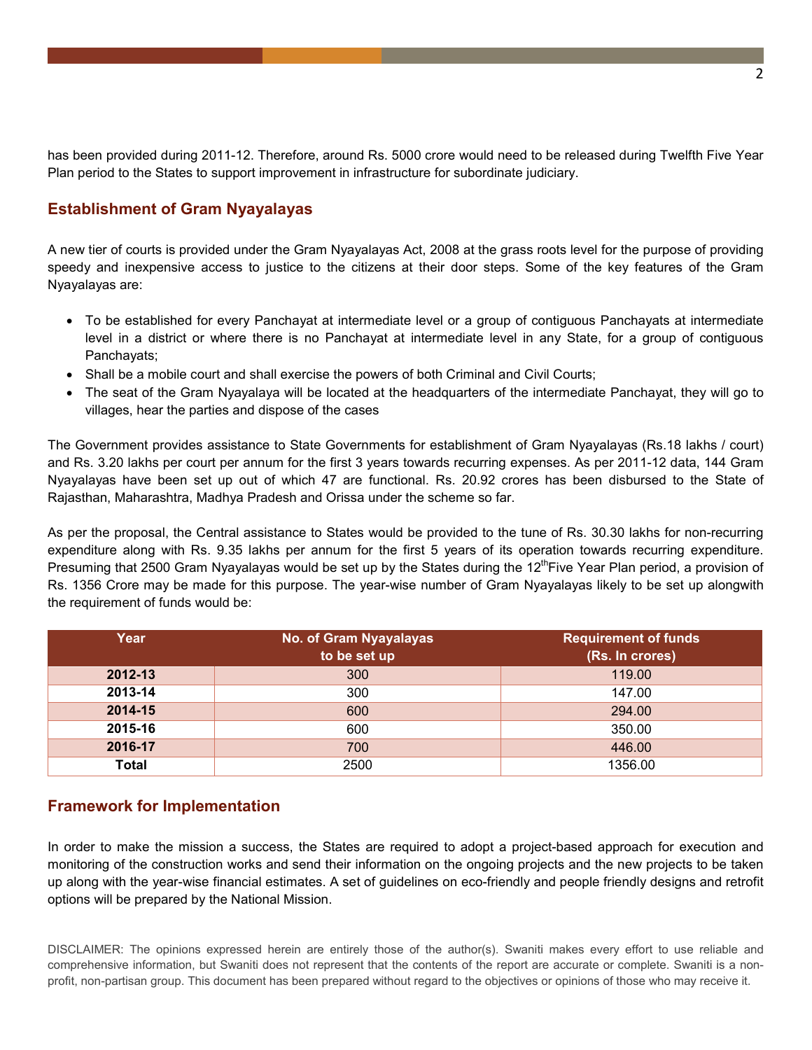has been provided during 2011-12. Therefore, around Rs. 5000 crore would need to be released during Twelfth Five Year Plan period to the States to support improvement in infrastructure for subordinate judiciary.

## Establishment of Gram Nyayalayas

A new tier of courts is provided under the Gram Nyayalayas Act, 2008 at the grass roots level for the purpose of providing speedy and inexpensive access to justice to the citizens at their door steps. Some of the key features of the Gram Nyayalayas are:

- To be established for every Panchayat at intermediate level or a group of contiguous Panchayats at intermediate level in a district or where there is no Panchayat at intermediate level in any State, for a group of contiguous Panchayats;
- Shall be a mobile court and shall exercise the powers of both Criminal and Civil Courts;
- The seat of the Gram Nyayalaya will be located at the headquarters of the intermediate Panchayat, they will go to villages, hear the parties and dispose of the cases

The Government provides assistance to State Governments for establishment of Gram Nyayalayas (Rs.18 lakhs / court) and Rs. 3.20 lakhs per court per annum for the first 3 years towards recurring expenses. As per 2011-12 data, 144 Gram Nyayalayas have been set up out of which 47 are functional. Rs. 20.92 crores has been disbursed to the State of Rajasthan, Maharashtra, Madhya Pradesh and Orissa under the scheme so far.

As per the proposal, the Central assistance to States would be provided to the tune of Rs. 30.30 lakhs for non-recurring expenditure along with Rs. 9.35 lakhs per annum for the first 5 years of its operation towards recurring expenditure. Presuming that 2500 Gram Nyayalayas would be set up by the States during the 12th Five Year Plan period, a provision of Rs. 1356 Crore may be made for this purpose. The year-wise number of Gram Nyayalayas likely to be set up alongwith the requirement of funds would be:

| Year | No. of Gram Nyayalayas to be set up | Requirement of funds (Rs. In crores) |
|---|---|---|
| **2012-13** | 300 | 119.00 |
| **2013-14** | 300 | 147.00 |
| **2014-15** | 600 | 294.00 |
| **2015-16** | 600 | 350.00 |
| **2016-17** | 700 | 446.00 |
| **Total** | 2500 | 1356.00 |

## Framework for Implementation

In order to make the mission a success, the States are required to adopt a project-based approach for execution and monitoring of the construction works and send their information on the ongoing projects and the new projects to be taken up along with the year-wise financial estimates. A set of guidelines on eco-friendly and people friendly designs and retrofit options will be prepared by the National Mission.

DISCLAIMER: The opinions expressed herein are entirely those of the author(s). Swaniti makes every effort to use reliable and comprehensive information, but Swaniti does not represent that the contents of the report are accurate or complete. Swaniti is a non-profit, non-partisan group. This document has been prepared without regard to the objectives or opinions of those who may receive it.